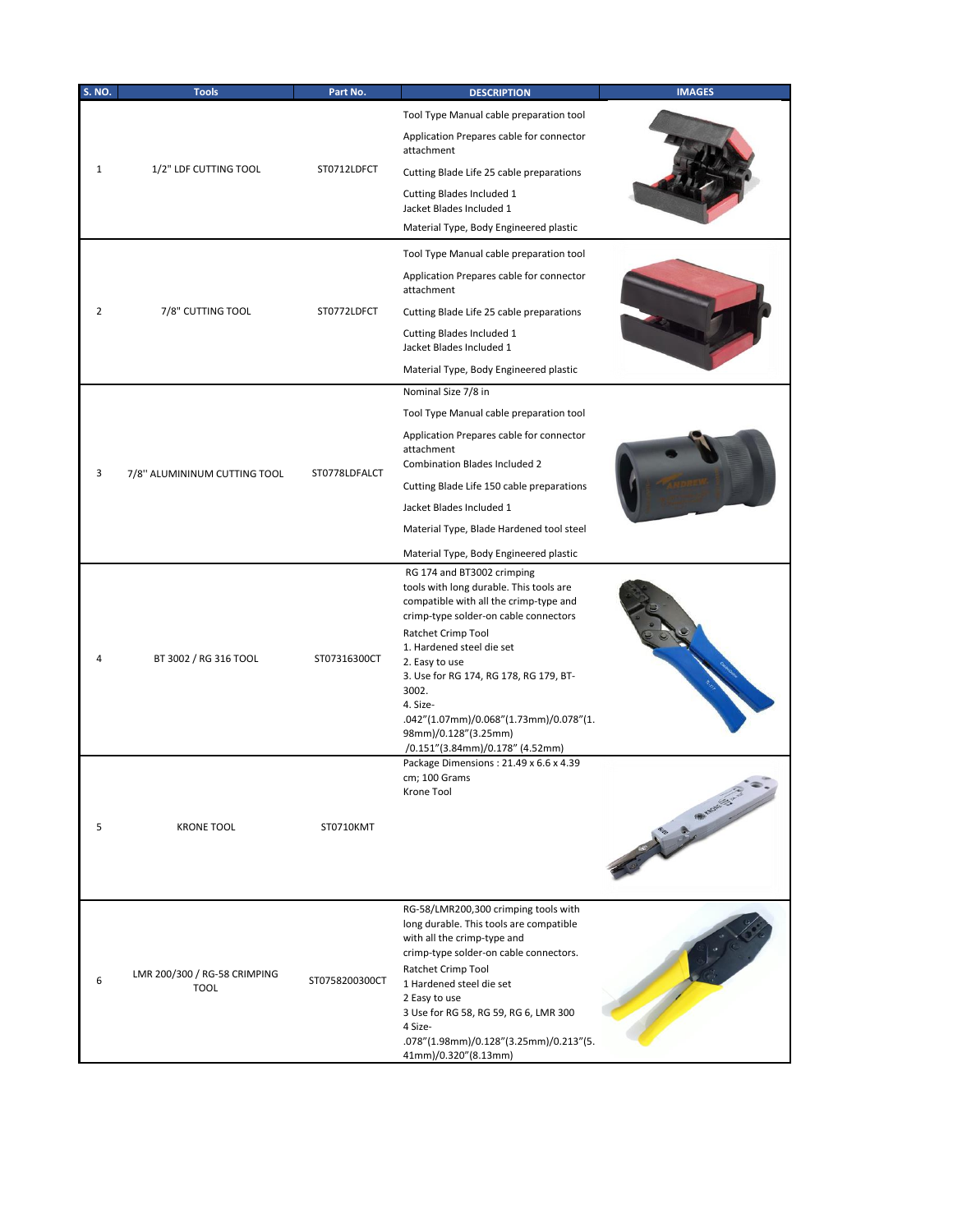| S. NO. | Tools | Part No. | DESCRIPTION | IMAGES |
|---|---|---|---|---|
| 1 | 1/2" LDF CUTTING TOOL | ST0712LDFCT | Tool Type Manual cable preparation tool<br>Application Prepares cable for connector attachment<br>Cutting Blade Life 25 cable preparations<br>Cutting Blades Included 1<br>Jacket Blades Included 1<br>Material Type, Body Engineered plastic | |
| 2 | 7/8" CUTTING TOOL | ST0772LDFCT | Tool Type Manual cable preparation tool<br>Application Prepares cable for connector attachment<br>Cutting Blade Life 25 cable preparations<br>Cutting Blades Included 1<br>Jacket Blades Included 1<br>Material Type, Body Engineered plastic | |
| 3 | 7/8'' ALUMININUM CUTTING TOOL | ST0778LDFALCT | Nominal Size 7/8 in<br>Tool Type Manual cable preparation tool<br>Application Prepares cable for connector attachment<br>Combination Blades Included 2<br>Cutting Blade Life 150 cable preparations<br>Jacket Blades Included 1<br>Material Type, Blade Hardened tool steel<br>Material Type, Body Engineered plastic | |
| 4 | BT 3002 / RG 316 TOOL | ST07316300CT | RG 174 and BT3002 crimping tools with long durable. This tools are compatible with all the crimp-type and crimp-type solder-on cable connectors<br>Ratchet Crimp Tool<br>1. Hardened steel die set<br>2. Easy to use<br>3. Use for RG 174, RG 178, RG 179, BT-3002.<br>4. Size-.042"(1.07mm)/0.068"(1.73mm)/0.078"(1.98mm)/0.128"(3.25mm)/0.151"(3.84mm)/0.178" (4.52mm) | |
| 5 | KRONE TOOL | ST0710KMT | Package Dimensions : 21.49 x 6.6 x 4.39 cm; 100 Grams<br>Krone Tool | |
| 6 | LMR 200/300 / RG-58 CRIMPING TOOL | ST0758200300CT | RG-58/LMR200,300 crimping tools with long durable. This tools are compatible with all the crimp-type and crimp-type solder-on cable connectors.<br>Ratchet Crimp Tool<br>1 Hardened steel die set<br>2 Easy to use<br>3 Use for RG 58, RG 59, RG 6, LMR 300<br>4 Size-.078"(1.98mm)/0.128"(3.25mm)/0.213"(5.41mm)/0.320"(8.13mm) | |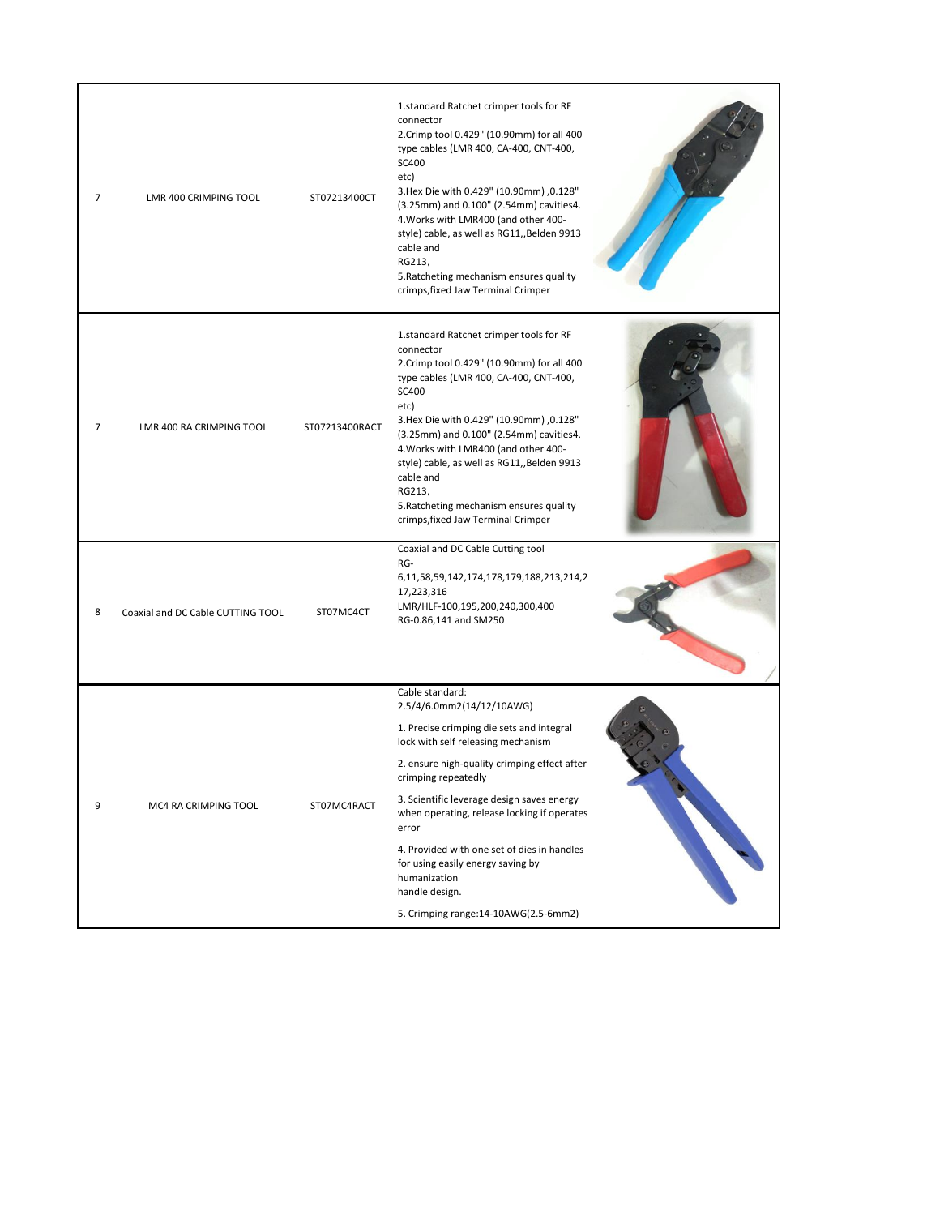| | | | | |
|---|---|---|---|---|
| 7 | LMR 400 CRIMPING TOOL | ST07213400CT | 1.standard Ratchet crimper tools for RF connector<br>2.Crimp tool 0.429" (10.90mm) for all 400 type cables (LMR 400, CA-400, CNT-400, SC400<br>etc)<br>3.Hex Die with 0.429" (10.90mm) ,0.128" (3.25mm) and 0.100" (2.54mm) cavities4.<br>4.Works with LMR400 (and other 400-style) cable, as well as RG11,,Belden 9913 cable and<br>RG213,<br>5.Ratcheting mechanism ensures quality crimps,fixed Jaw Terminal Crimper | |
| 7 | LMR 400 RA CRIMPING TOOL | ST07213400RACT | 1.standard Ratchet crimper tools for RF connector<br>2.Crimp tool 0.429" (10.90mm) for all 400 type cables (LMR 400, CA-400, CNT-400, SC400<br>etc)<br>3.Hex Die with 0.429" (10.90mm) ,0.128" (3.25mm) and 0.100" (2.54mm) cavities4.<br>4.Works with LMR400 (and other 400-style) cable, as well as RG11,,Belden 9913 cable and<br>RG213,<br>5.Ratcheting mechanism ensures quality crimps,fixed Jaw Terminal Crimper | |
| 8 | Coaxial and DC Cable CUTTING TOOL | ST07MC4CT | Coaxial and DC Cable Cutting tool<br>RG-6,11,58,59,142,174,178,179,188,213,214,217,223,316<br>LMR/HLF-100,195,200,240,300,400<br>RG-0.86,141 and SM250 | |
| 9 | MC4 RA CRIMPING TOOL | ST07MC4RACT | Cable standard:<br>2.5/4/6.0mm2(14/12/10AWG)<br>1. Precise crimping die sets and integral lock with self releasing mechanism<br>2. ensure high-quality crimping effect after crimping repeatedly<br>3. Scientific leverage design saves energy when operating, release locking if operates error<br>4. Provided with one set of dies in handles for using easily energy saving by humanization<br>handle design.<br>5. Crimping range:14-10AWG(2.5-6mm2) | |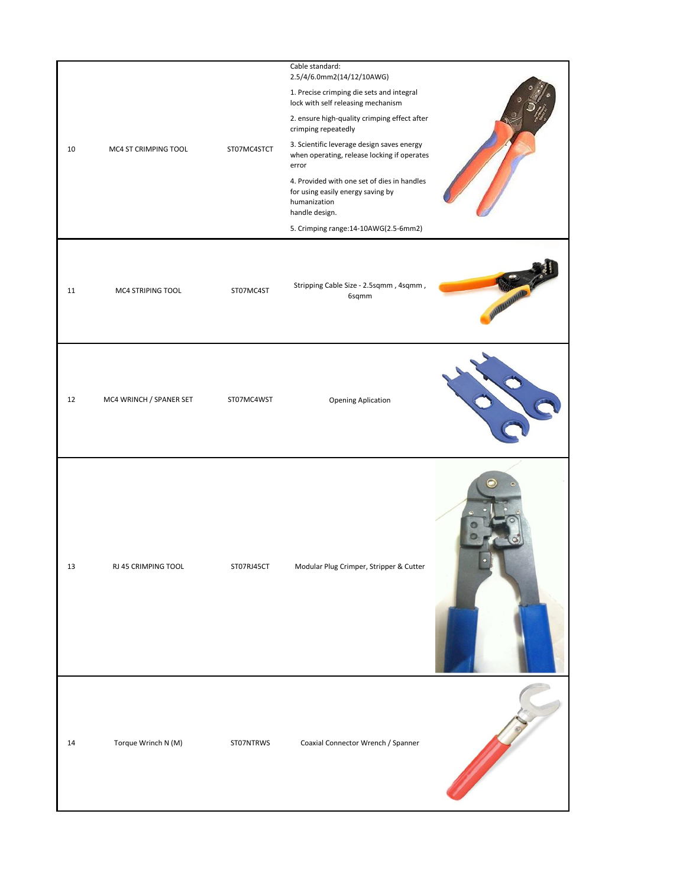| | | | | |
|---|---|---|---|---|
| 10 | MC4 ST CRIMPING TOOL | ST07MC4STCT | Cable standard: 2.5/4/6.0mm2(14/12/10AWG)<br>1. Precise crimping die sets and integral lock with self releasing mechanism<br>2. ensure high-quality crimping effect after crimping repeatedly<br>3. Scientific leverage design saves energy when operating, release locking if operates error<br>4. Provided with one set of dies in handles for using easily energy saving by humanization handle design.<br>5. Crimping range:14-10AWG(2.5-6mm2) | |
| 11 | MC4 STRIPING TOOL | ST07MC4ST | Stripping Cable Size - 2.5sqmm , 4sqmm , 6sqmm | |
| 12 | MC4 WRINCH / SPANER SET | ST07MC4WST | Opening Aplication | |
| 13 | RJ 45 CRIMPING TOOL | ST07RJ45CT | Modular Plug Crimper, Stripper & Cutter | |
| 14 | Torque Wrinch N (M) | ST07NTRWS | Coaxial Connector Wrench / Spanner | |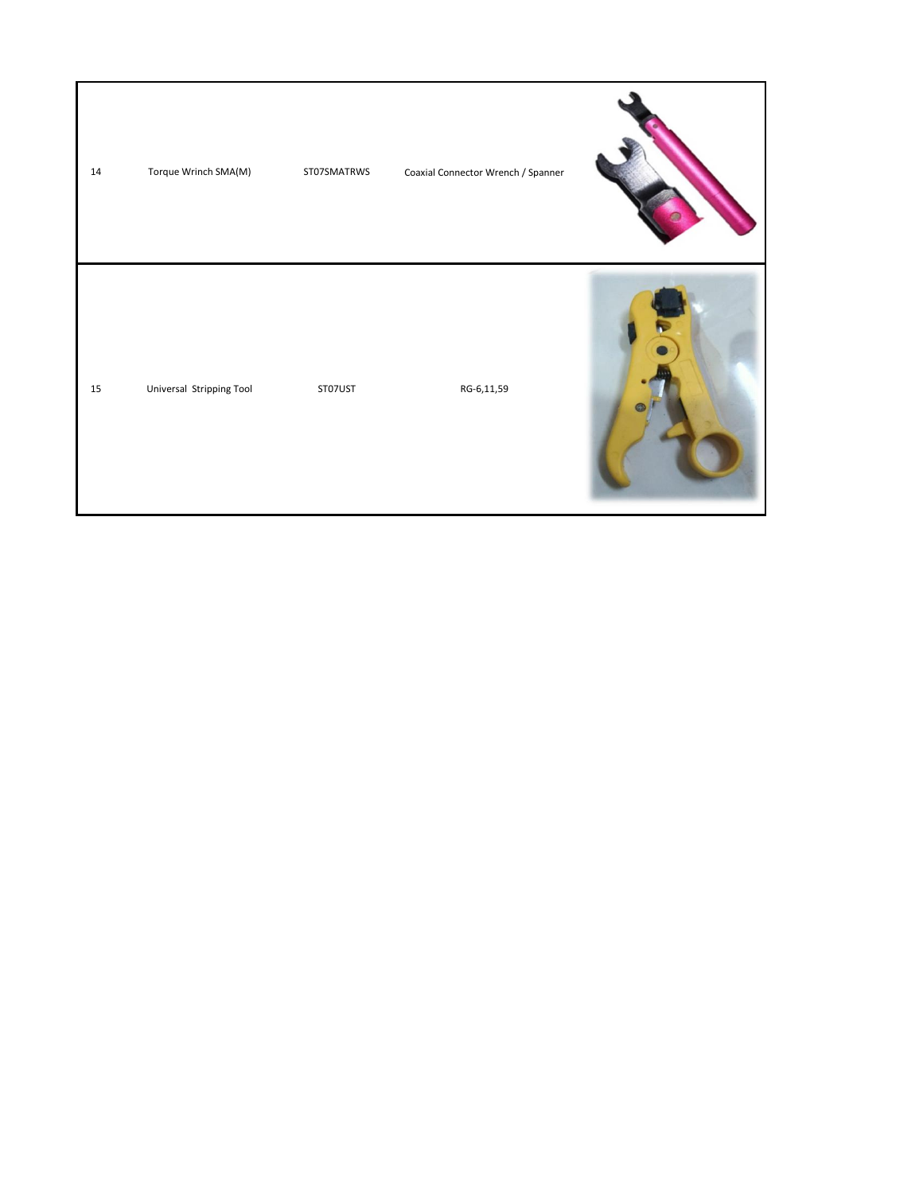| | | | | |
|---|---|---|---|---|
| 14 | Torque Wrinch SMA(M) | ST07SMATRWS | Coaxial Connector Wrench / Spanner | |
| 15 | Universal  Stripping Tool | ST07UST | RG-6,11,59 | |